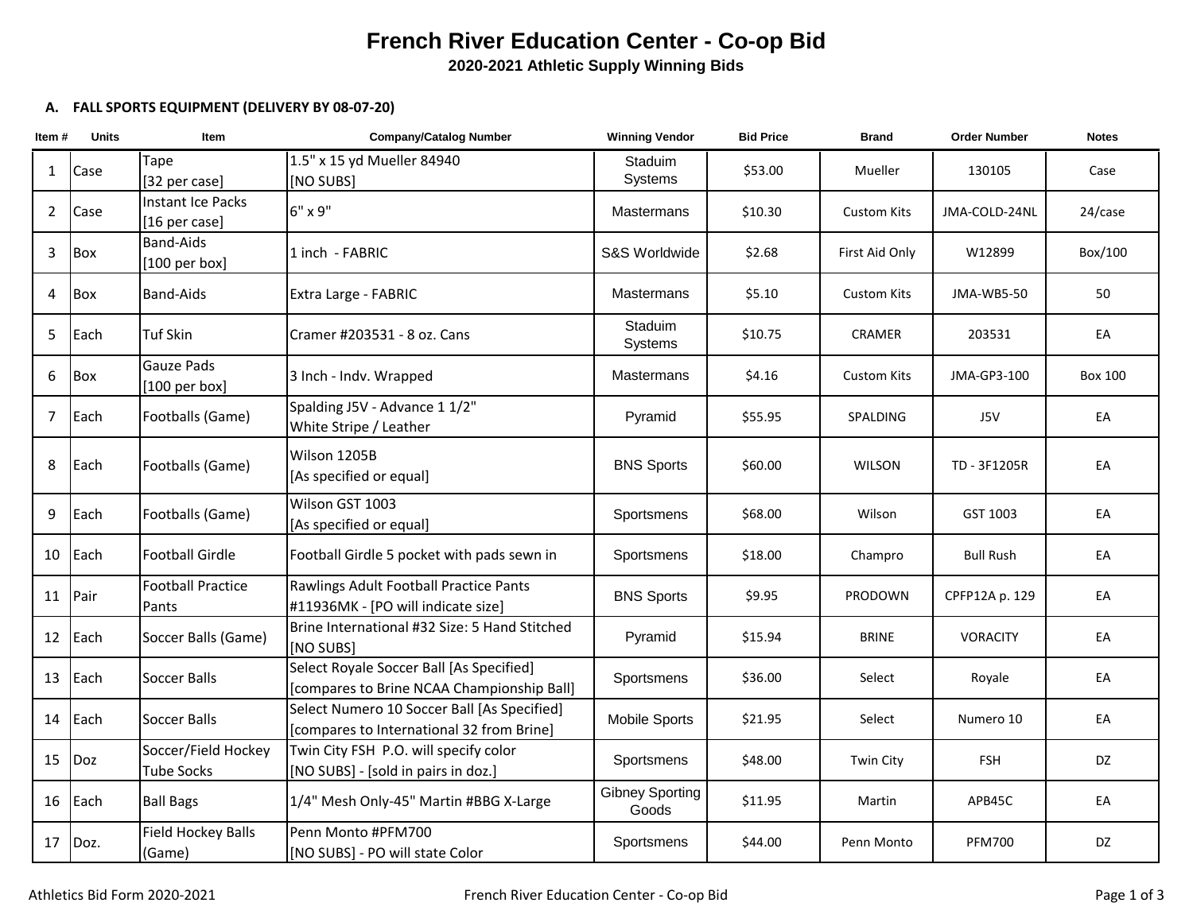# French River Education Center - Co-op Bid

## 2020-2021 Athletic Supply Winning Bids

### A. FALL SPORTS EQUIPMENT (DELIVERY BY 08-07-20)

| Item # | Units | Item | Company/Catalog Number | Winning Vendor | Bid Price | Brand | Order Number | Notes |
|---|---|---|---|---|---|---|---|---|
| 1 | Case | Tape [32 per case] | 1.5" x 15 yd Mueller 84940 [NO SUBS] | Staduim Systems | $53.00 | Mueller | 130105 | Case |
| 2 | Case | Instant Ice Packs [16 per case] | 6" x 9" | Mastermans | $10.30 | Custom Kits | JMA-COLD-24NL | 24/case |
| 3 | Box | Band-Aids [100 per box] | 1 inch - FABRIC | S&S Worldwide | $2.68 | First Aid Only | W12899 | Box/100 |
| 4 | Box | Band-Aids | Extra Large - FABRIC | Mastermans | $5.10 | Custom Kits | JMA-WB5-50 | 50 |
| 5 | Each | Tuf Skin | Cramer #203531 - 8 oz. Cans | Staduim Systems | $10.75 | CRAMER | 203531 | EA |
| 6 | Box | Gauze Pads [100 per box] | 3 Inch - Indv. Wrapped | Mastermans | $4.16 | Custom Kits | JMA-GP3-100 | Box 100 |
| 7 | Each | Footballs (Game) | Spalding J5V - Advance 1 1/2" White Stripe / Leather | Pyramid | $55.95 | SPALDING | J5V | EA |
| 8 | Each | Footballs (Game) | Wilson 1205B [As specified or equal] | BNS Sports | $60.00 | WILSON | TD - 3F1205R | EA |
| 9 | Each | Footballs (Game) | Wilson GST 1003 [As specified or equal] | Sportsmens | $68.00 | Wilson | GST 1003 | EA |
| 10 | Each | Football Girdle | Football Girdle 5 pocket with pads sewn in | Sportsmens | $18.00 | Champro | Bull Rush | EA |
| 11 | Pair | Football Practice Pants | Rawlings Adult Football Practice Pants #11936MK - [PO will indicate size] | BNS Sports | $9.95 | PRODOWN | CPFP12A p. 129 | EA |
| 12 | Each | Soccer Balls (Game) | Brine International #32 Size: 5 Hand Stitched [NO SUBS] | Pyramid | $15.94 | BRINE | VORACITY | EA |
| 13 | Each | Soccer Balls | Select Royale Soccer Ball [As Specified] [compares to Brine NCAA Championship Ball] | Sportsmens | $36.00 | Select | Royale | EA |
| 14 | Each | Soccer Balls | Select Numero 10 Soccer Ball [As Specified] [compares to International 32 from Brine] | Mobile Sports | $21.95 | Select | Numero 10 | EA |
| 15 | Doz | Soccer/Field Hockey Tube Socks | Twin City FSH P.O. will specify color [NO SUBS] - [sold in pairs in doz.] | Sportsmens | $48.00 | Twin City | FSH | DZ |
| 16 | Each | Ball Bags | 1/4" Mesh Only-45" Martin #BBG X-Large | Gibney Sporting Goods | $11.95 | Martin | APB45C | EA |
| 17 | Doz. | Field Hockey Balls (Game) | Penn Monto #PFM700 [NO SUBS] - PO will state Color | Sportsmens | $44.00 | Penn Monto | PFM700 | DZ |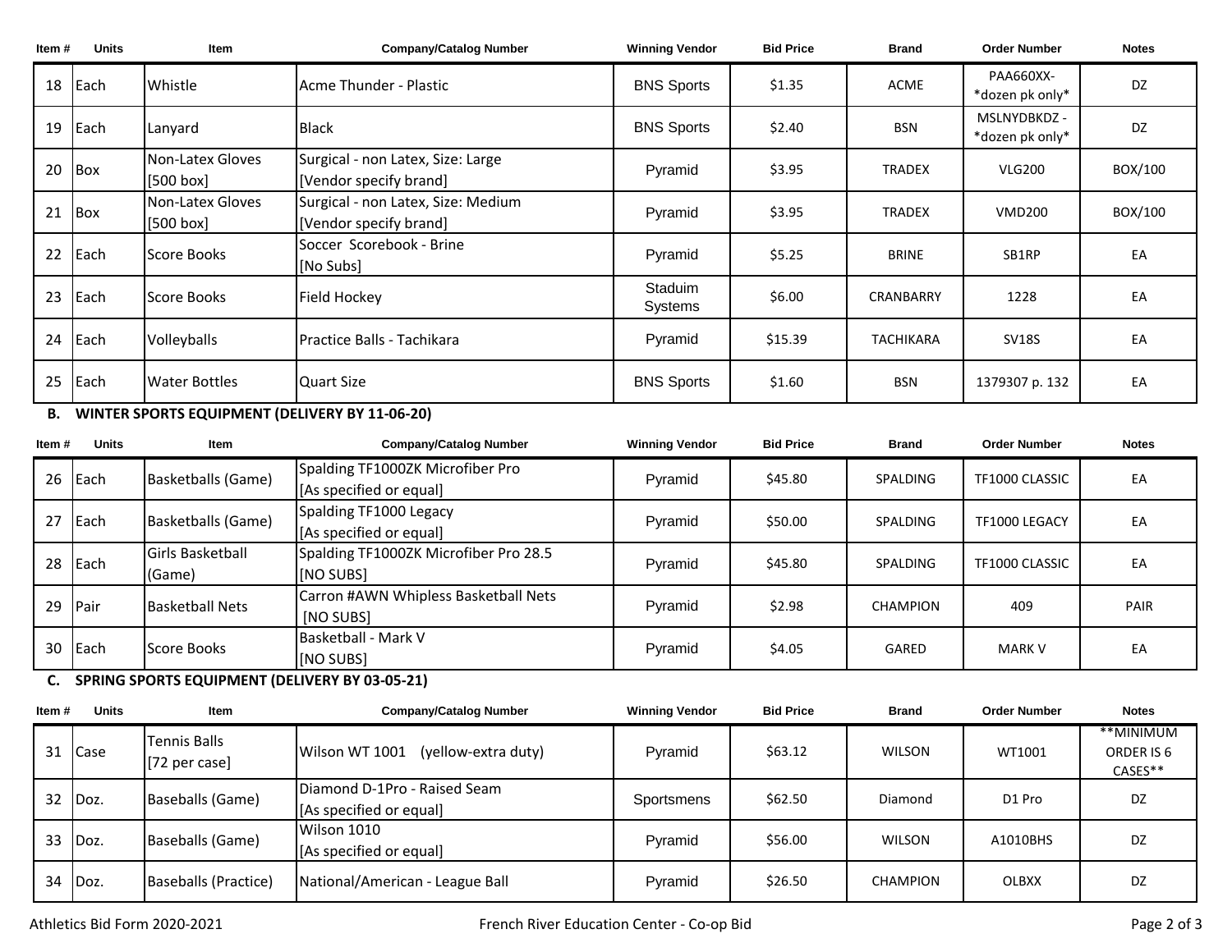| Item # | Units | Item | Company/Catalog Number | Winning Vendor | Bid Price | Brand | Order Number | Notes |
|---|---|---|---|---|---|---|---|---|
| 18 | Each | Whistle | Acme Thunder - Plastic | BNS Sports | $1.35 | ACME | PAA660XX- *dozen pk only* | DZ |
| 19 | Each | Lanyard | Black | BNS Sports | $2.40 | BSN | MSLNYDBKDZ - *dozen pk only* | DZ |
| 20 | Box | Non-Latex Gloves [500 box] | Surgical - non Latex, Size: Large [Vendor specify brand] | Pyramid | $3.95 | TRADEX | VLG200 | BOX/100 |
| 21 | Box | Non-Latex Gloves [500 box] | Surgical - non Latex, Size: Medium [Vendor specify brand] | Pyramid | $3.95 | TRADEX | VMD200 | BOX/100 |
| 22 | Each | Score Books | Soccer Scorebook - Brine [No Subs] | Pyramid | $5.25 | BRINE | SB1RP | EA |
| 23 | Each | Score Books | Field Hockey | Staduim Systems | $6.00 | CRANBARRY | 1228 | EA |
| 24 | Each | Volleyballs | Practice Balls - Tachikara | Pyramid | $15.39 | TACHIKARA | SV18S | EA |
| 25 | Each | Water Bottles | Quart Size | BNS Sports | $1.60 | BSN | 1379307 p. 132 | EA |

## B. WINTER SPORTS EQUIPMENT (DELIVERY BY 11-06-20)

| Item # | Units | Item | Company/Catalog Number | Winning Vendor | Bid Price | Brand | Order Number | Notes |
|---|---|---|---|---|---|---|---|---|
| 26 | Each | Basketballs (Game) | Spalding TF1000ZK Microfiber Pro [As specified or equal] | Pyramid | $45.80 | SPALDING | TF1000 CLASSIC | EA |
| 27 | Each | Basketballs (Game) | Spalding TF1000 Legacy [As specified or equal] | Pyramid | $50.00 | SPALDING | TF1000 LEGACY | EA |
| 28 | Each | Girls Basketball (Game) | Spalding TF1000ZK Microfiber Pro 28.5 [NO SUBS] | Pyramid | $45.80 | SPALDING | TF1000 CLASSIC | EA |
| 29 | Pair | Basketball Nets | Carron #AWN Whipless Basketball Nets [NO SUBS] | Pyramid | $2.98 | CHAMPION | 409 | PAIR |
| 30 | Each | Score Books | Basketball - Mark V [NO SUBS] | Pyramid | $4.05 | GARED | MARK V | EA |

## C. SPRING SPORTS EQUIPMENT (DELIVERY BY 03-05-21)

| Item # | Units | Item | Company/Catalog Number | Winning Vendor | Bid Price | Brand | Order Number | Notes |
|---|---|---|---|---|---|---|---|---|
| 31 | Case | Tennis Balls [72 per case] | Wilson WT 1001 (yellow-extra duty) | Pyramid | $63.12 | WILSON | WT1001 | **MINIMUM ORDER IS 6 CASES** |
| 32 | Doz. | Baseballs (Game) | Diamond D-1Pro - Raised Seam [As specified or equal] | Sportsmens | $62.50 | Diamond | D1 Pro | DZ |
| 33 | Doz. | Baseballs (Game) | Wilson 1010 [As specified or equal] | Pyramid | $56.00 | WILSON | A1010BHS | DZ |
| 34 | Doz. | Baseballs (Practice) | National/American - League Ball | Pyramid | $26.50 | CHAMPION | OLBXX | DZ |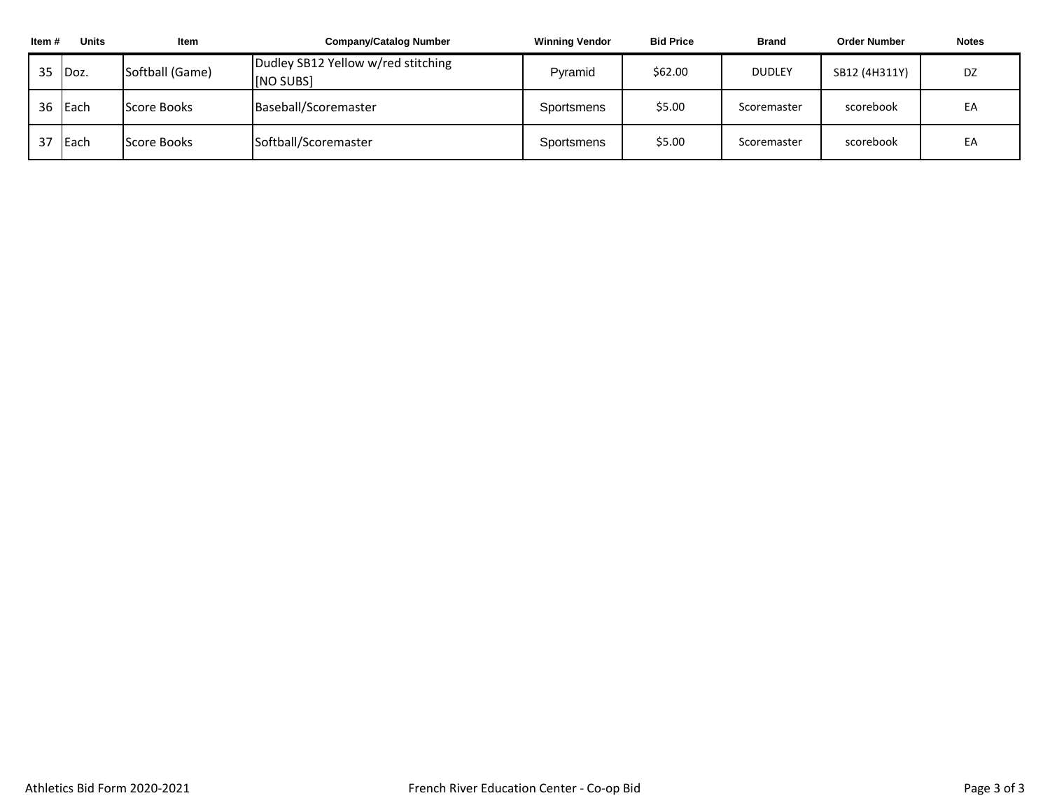| Item # | Units | Item | Company/Catalog Number | Winning Vendor | Bid Price | Brand | Order Number | Notes |
|---|---|---|---|---|---|---|---|---|
| 35 | Doz. | Softball (Game) | Dudley SB12 Yellow w/red stitching [NO SUBS] | Pyramid | $62.00 | DUDLEY | SB12 (4H311Y) | DZ |
| 36 | Each | Score Books | Baseball/Scoremaster | Sportsmens | $5.00 | Scoremaster | scorebook | EA |
| 37 | Each | Score Books | Softball/Scoremaster | Sportsmens | $5.00 | Scoremaster | scorebook | EA |